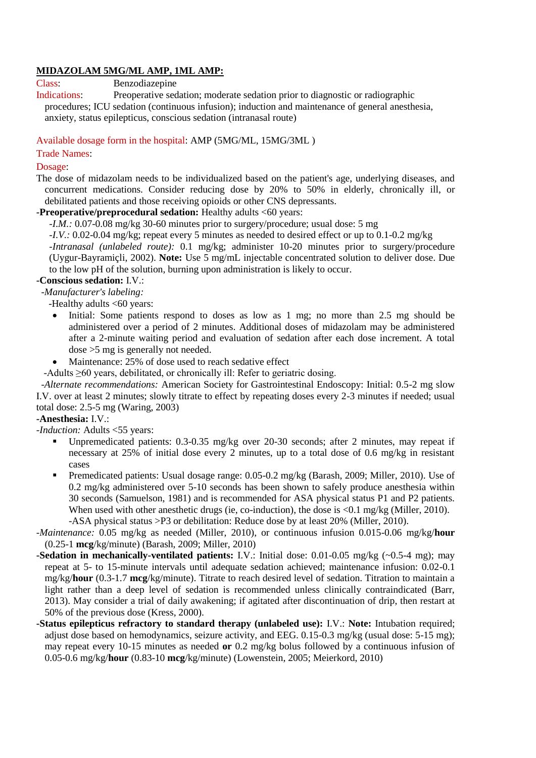**MIDAZOLAM 5MG/ML AMP, 1ML AMP:**

Class: Benzodiazepine

Indications: Preoperative sedation; moderate sedation prior to diagnostic or radiographic procedures; ICU sedation (continuous infusion); induction and maintenance of general anesthesia, anxiety, status epilepticus, conscious sedation (intranasal route)

Available dosage form in the hospital: AMP (5MG/ML, 15MG/3ML )

Trade Names:

Dosage:

The dose of midazolam needs to be individualized based on the patient's age, underlying diseases, and concurrent medications. Consider reducing dose by 20% to 50% in elderly, chronically ill, or debilitated patients and those receiving opioids or other CNS depressants.

**-Preoperative/preprocedural sedation:** Healthy adults <60 years:

*-I.M.:* 0.07-0.08 mg/kg 30-60 minutes prior to surgery/procedure; usual dose: 5 mg

*-I.V.:* 0.02-0.04 mg/kg; repeat every 5 minutes as needed to desired effect or up to 0.1-0.2 mg/kg

*-Intranasal (unlabeled route):* 0.1 mg/kg; administer 10-20 minutes prior to surgery/procedure (Uygur-Bayramiçli, 2002). **Note:** Use 5 mg/mL injectable concentrated solution to deliver dose. Due to the low pH of the solution, burning upon administration is likely to occur.

**-Conscious sedation:** I.V.:

*-Manufacturer's labeling:*

-Healthy adults <60 years:

- Initial: Some patients respond to doses as low as 1 mg; no more than 2.5 mg should be administered over a period of 2 minutes. Additional doses of midazolam may be administered after a 2-minute waiting period and evaluation of sedation after each dose increment. A total dose >5 mg is generally not needed.
- Maintenance: 25% of dose used to reach sedative effect

-Adults ≥60 years, debilitated, or chronically ill: Refer to geriatric dosing.

*-Alternate recommendations:* American Society for Gastrointestinal Endoscopy: Initial: 0.5-2 mg slow I.V. over at least 2 minutes; slowly titrate to effect by repeating doses every 2-3 minutes if needed; usual total dose: 2.5-5 mg (Waring, 2003)

**-Anesthesia:** I.V.:

*-Induction:* Adults <55 years:

- Unpremedicated patients: 0.3-0.35 mg/kg over 20-30 seconds; after 2 minutes, may repeat if necessary at 25% of initial dose every 2 minutes, up to a total dose of 0.6 mg/kg in resistant cases
- Premedicated patients: Usual dosage range: 0.05-0.2 mg/kg (Barash, 2009; Miller, 2010). Use of 0.2 mg/kg administered over 5-10 seconds has been shown to safely produce anesthesia within 30 seconds (Samuelson, 1981) and is recommended for ASA physical status P1 and P2 patients. When used with other anesthetic drugs (ie, co-induction), the dose is <0.1 mg/kg (Miller, 2010).
  -ASA physical status >P3 or debilitation: Reduce dose by at least 20% (Miller, 2010).

*-Maintenance:* 0.05 mg/kg as needed (Miller, 2010), or continuous infusion 0.015-0.06 mg/kg/**hour** (0.25-1 **mcg**/kg/minute) (Barash, 2009; Miller, 2010)

**-Sedation in mechanically-ventilated patients:** I.V.: Initial dose: 0.01-0.05 mg/kg (~0.5-4 mg); may repeat at 5- to 15-minute intervals until adequate sedation achieved; maintenance infusion: 0.02-0.1 mg/kg/**hour** (0.3-1.7 **mcg**/kg/minute). Titrate to reach desired level of sedation. Titration to maintain a light rather than a deep level of sedation is recommended unless clinically contraindicated (Barr, 2013). May consider a trial of daily awakening; if agitated after discontinuation of drip, then restart at 50% of the previous dose (Kress, 2000).

**-Status epilepticus refractory to standard therapy (unlabeled use):** I.V.: **Note:** Intubation required; adjust dose based on hemodynamics, seizure activity, and EEG. 0.15-0.3 mg/kg (usual dose: 5-15 mg); may repeat every 10-15 minutes as needed **or** 0.2 mg/kg bolus followed by a continuous infusion of 0.05-0.6 mg/kg/**hour** (0.83-10 **mcg**/kg/minute) (Lowenstein, 2005; Meierkord, 2010)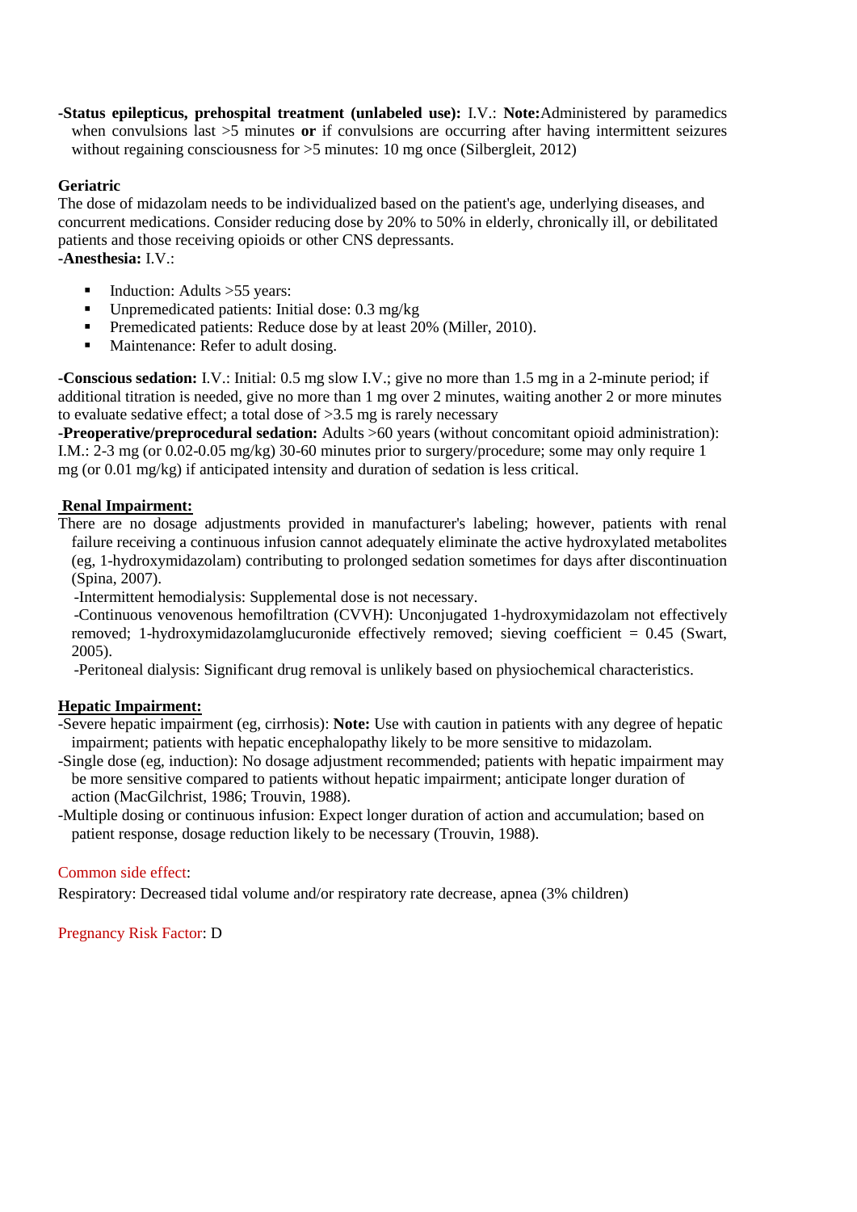**-Status epilepticus, prehospital treatment (unlabeled use):** I.V.: **Note:** Administered by paramedics when convulsions last >5 minutes **or** if convulsions are occurring after having intermittent seizures without regaining consciousness for >5 minutes: 10 mg once (Silbergleit, 2012)

**Geriatric**

The dose of midazolam needs to be individualized based on the patient's age, underlying diseases, and concurrent medications. Consider reducing dose by 20% to 50% in elderly, chronically ill, or debilitated patients and those receiving opioids or other CNS depressants.

**-Anesthesia:** I.V.:

- Induction: Adults >55 years:
- Unpremedicated patients: Initial dose: 0.3 mg/kg
- Premedicated patients: Reduce dose by at least 20% (Miller, 2010).
- Maintenance: Refer to adult dosing.

**-Conscious sedation:** I.V.: Initial: 0.5 mg slow I.V.; give no more than 1.5 mg in a 2-minute period; if additional titration is needed, give no more than 1 mg over 2 minutes, waiting another 2 or more minutes to evaluate sedative effect; a total dose of >3.5 mg is rarely necessary

**-Preoperative/preprocedural sedation:** Adults >60 years (without concomitant opioid administration): I.M.: 2-3 mg (or 0.02-0.05 mg/kg) 30-60 minutes prior to surgery/procedure; some may only require 1 mg (or 0.01 mg/kg) if anticipated intensity and duration of sedation is less critical.

**Renal Impairment:**

There are no dosage adjustments provided in manufacturer's labeling; however, patients with renal failure receiving a continuous infusion cannot adequately eliminate the active hydroxylated metabolites (eg, 1-hydroxymidazolam) contributing to prolonged sedation sometimes for days after discontinuation (Spina, 2007).

-Intermittent hemodialysis: Supplemental dose is not necessary.

-Continuous venovenous hemofiltration (CVVH): Unconjugated 1-hydroxymidazolam not effectively removed; 1-hydroxymidazolamglucuronide effectively removed; sieving coefficient = 0.45 (Swart, 2005).

-Peritoneal dialysis: Significant drug removal is unlikely based on physiochemical characteristics.

**Hepatic Impairment:**

-Severe hepatic impairment (eg, cirrhosis): **Note:** Use with caution in patients with any degree of hepatic impairment; patients with hepatic encephalopathy likely to be more sensitive to midazolam.

-Single dose (eg, induction): No dosage adjustment recommended; patients with hepatic impairment may be more sensitive compared to patients without hepatic impairment; anticipate longer duration of action (MacGilchrist, 1986; Trouvin, 1988).

-Multiple dosing or continuous infusion: Expect longer duration of action and accumulation; based on patient response, dosage reduction likely to be necessary (Trouvin, 1988).

Common side effect:

Respiratory: Decreased tidal volume and/or respiratory rate decrease, apnea (3% children)

Pregnancy Risk Factor: D